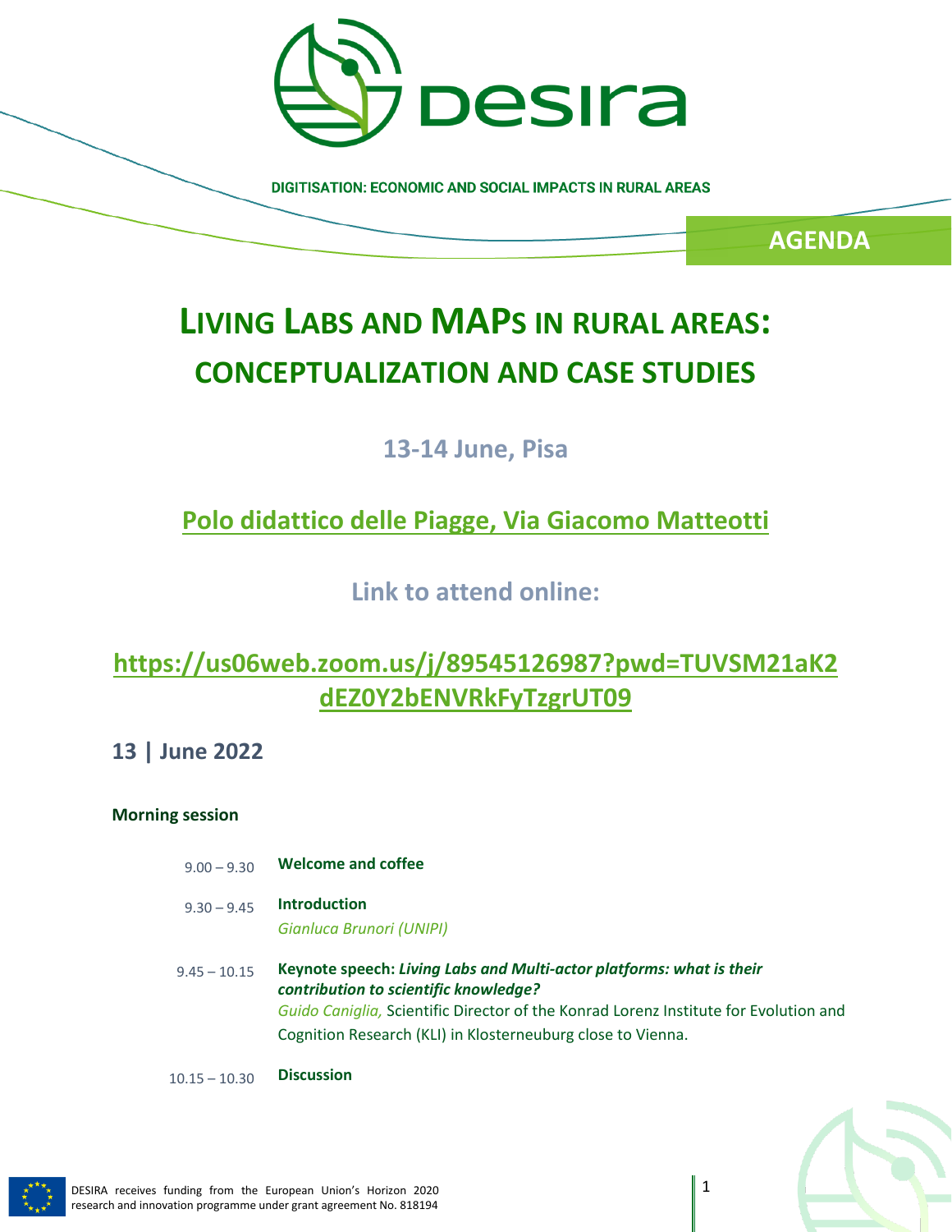DIGITISATION: ECONOMIC AND SOCIAL IMPACTS IN RURAL AREAS

**AGENDA**

# LIVING LABS AND MAPS IN RURAL AREAS: CONCEPTUALIZATION AND CASE STUDIES

**13-14 June, Pisa**

**Polo didattico delle Piagge, Via Giacomo Matteotti**

**Link to attend online:**

**https://us06web.zoom.us/j/89545126987?pwd=TUVSM21aK2dEZ0Y2bENVRkFyTzgrUT09**

## 13 | June 2022

**Morning session**

| | |
|---|---|
| 9.00 – 9.30 | **Welcome and coffee** |
| 9.30 – 9.45 | **Introduction**<br>*Gianluca Brunori (UNIPI)* |
| 9.45 – 10.15 | **Keynote speech:** ***Living Labs and Multi-actor platforms: what is their contribution to scientific knowledge?***<br>*Guido Caniglia,* Scientific Director of the Konrad Lorenz Institute for Evolution and Cognition Research (KLI) in Klosterneuburg close to Vienna. |
| 10.15 – 10.30 | **Discussion** |

DESIRA receives funding from the European Union's Horizon 2020 research and innovation programme under grant agreement No. 818194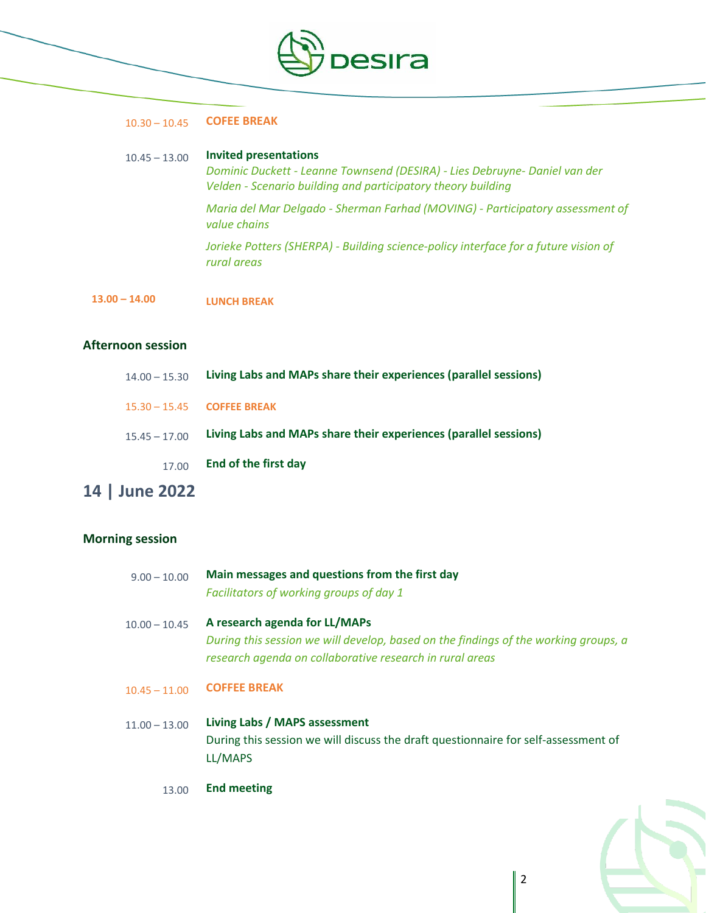| | |
|---|---|
| 10.30 – 10.45 | **COFEE BREAK** |
| 10.45 – 13.00 | **Invited presentations**<br>*Dominic Duckett - Leanne Townsend (DESIRA) - Lies Debruyne- Daniel van der Velden - Scenario building and participatory theory building*<br>*Maria del Mar Delgado - Sherman Farhad (MOVING) - Participatory assessment of value chains*<br>*Jorieke Potters (SHERPA) - Building science-policy interface for a future vision of rural areas* |
| **13.00 – 14.00** | **LUNCH BREAK** |

### Afternoon session

| | |
|---|---|
| 14.00 – 15.30 | **Living Labs and MAPs share their experiences (parallel sessions)** |
| 15.30 – 15.45 | **COFEE BREAK** |
| 15.45 – 17.00 | **Living Labs and MAPs share their experiences (parallel sessions)** |
| 17.00 | **End of the first day** |

## 14 | June 2022

### Morning session

| | |
|---|---|
| 9.00 – 10.00 | **Main messages and questions from the first day**<br>*Facilitators of working groups of day 1* |
| 10.00 – 10.45 | **A research agenda for LL/MAPs**<br>*During this session we will develop, based on the findings of the working groups, a research agenda on collaborative research in rural areas* |
| 10.45 – 11.00 | **COFEE BREAK** |
| 11.00 – 13.00 | **Living Labs / MAPS assessment**<br>During this session we will discuss the draft questionnaire for self-assessment of LL/MAPS |
| 13.00 | **End meeting** |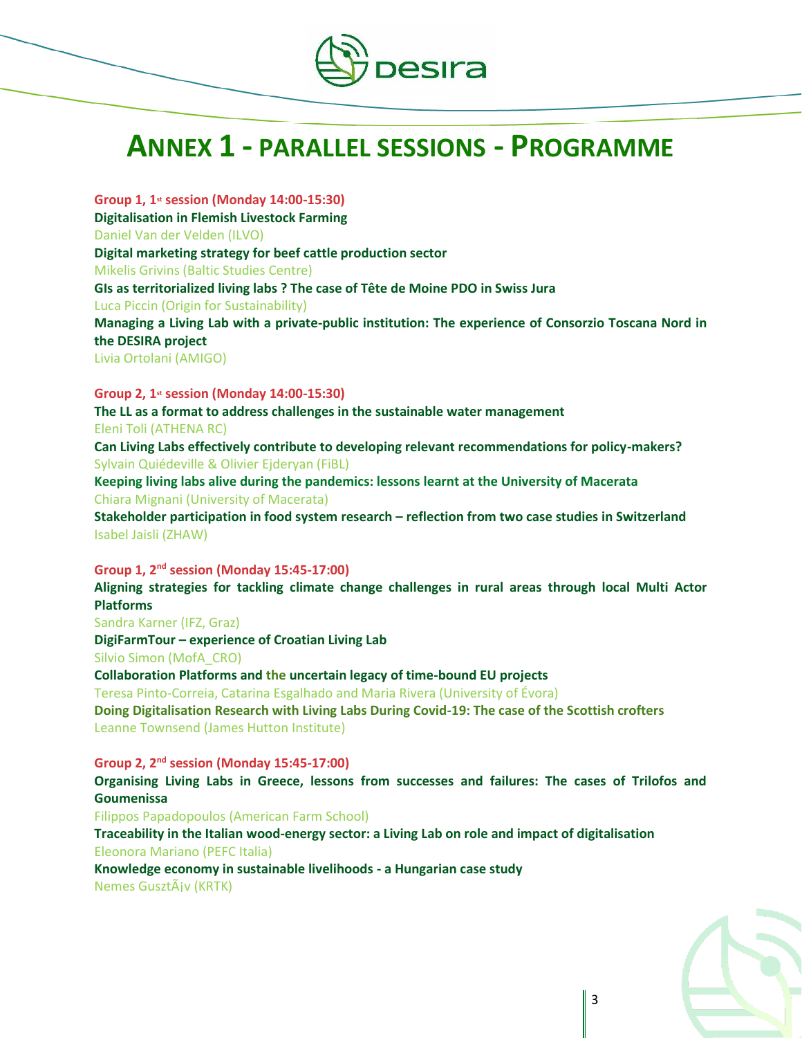# ANNEX 1 - PARALLEL SESSIONS - PROGRAMME

**Group 1, 1st session (Monday 14:00-15:30)**

**Digitalisation in Flemish Livestock Farming**
Daniel Van der Velden (ILVO)

**Digital marketing strategy for beef cattle production sector**
Mikelis Grivins (Baltic Studies Centre)

**GIs as territorialized living labs ? The case of Tête de Moine PDO in Swiss Jura**
Luca Piccin (Origin for Sustainability)

**Managing a Living Lab with a private-public institution: The experience of Consorzio Toscana Nord in the DESIRA project**
Livia Ortolani (AMIGO)

**Group 2, 1st session (Monday 14:00-15:30)**

**The LL as a format to address challenges in the sustainable water management**
Eleni Toli (ATHENA RC)

**Can Living Labs effectively contribute to developing relevant recommendations for policy-makers?**
Sylvain Quiédeville & Olivier Ejderyan (FiBL)

**Keeping living labs alive during the pandemics: lessons learnt at the University of Macerata**
Chiara Mignani (University of Macerata)

**Stakeholder participation in food system research – reflection from two case studies in Switzerland**
Isabel Jaisli (ZHAW)

**Group 1, 2nd session (Monday 15:45-17:00)**

**Aligning strategies for tackling climate change challenges in rural areas through local Multi Actor Platforms**
Sandra Karner (IFZ, Graz)

**DigiFarmTour – experience of Croatian Living Lab**
Silvio Simon (MofA_CRO)

**Collaboration Platforms and the uncertain legacy of time-bound EU projects**
Teresa Pinto-Correia, Catarina Esgalhado and Maria Rivera (University of Évora)

**Doing Digitalisation Research with Living Labs During Covid-19: The case of the Scottish crofters**
Leanne Townsend (James Hutton Institute)

**Group 2, 2nd session (Monday 15:45-17:00)**

**Organising Living Labs in Greece, lessons from successes and failures: The cases of Trilofos and Goumenissa**
Filippos Papadopoulos (American Farm School)

**Traceability in the Italian wood-energy sector: a Living Lab on role and impact of digitalisation**
Eleonora Mariano (PEFC Italia)

**Knowledge economy in sustainable livelihoods - a Hungarian case study**
Nemes GusztÃ¡v (KRTK)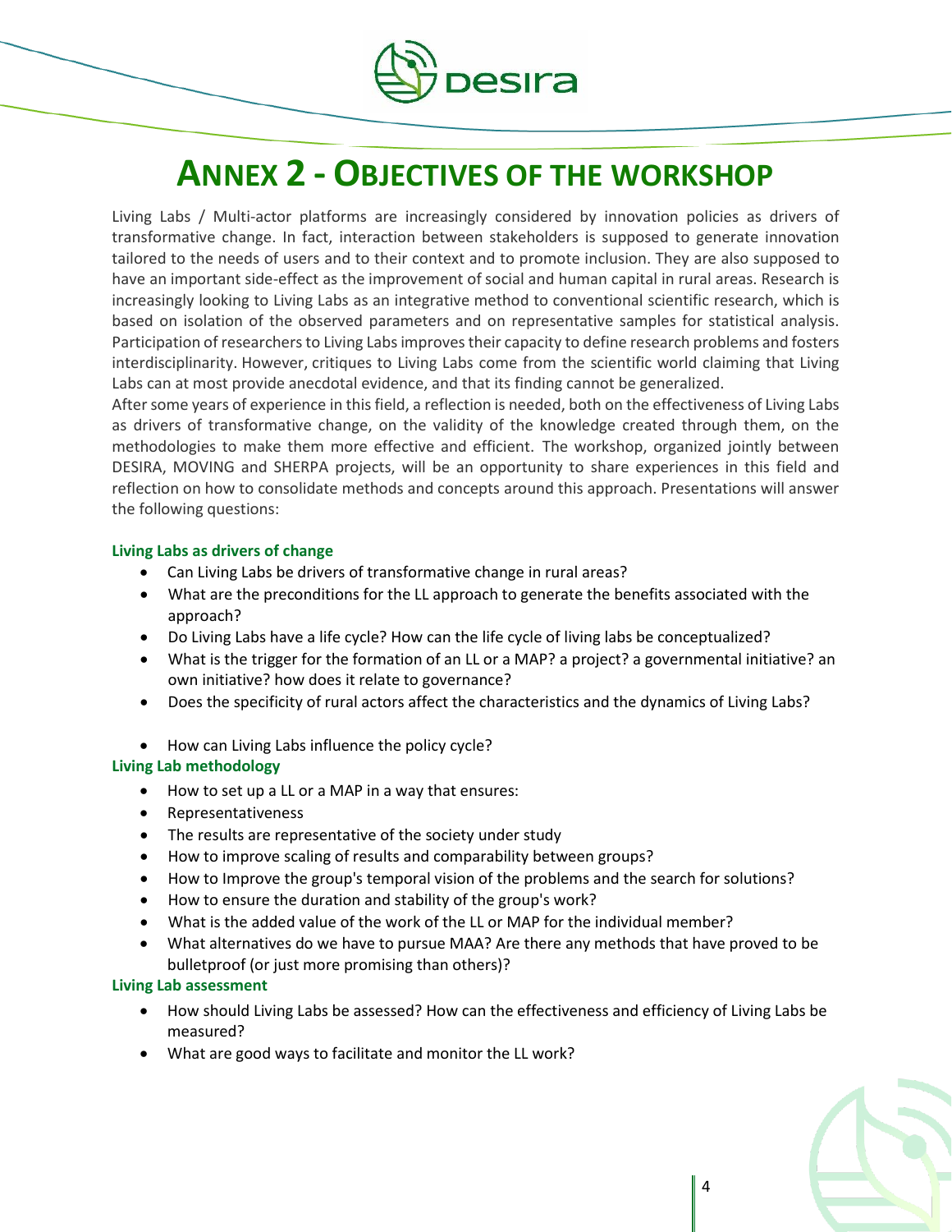# ANNEX 2 - OBJECTIVES OF THE WORKSHOP

Living Labs / Multi-actor platforms are increasingly considered by innovation policies as drivers of transformative change. In fact, interaction between stakeholders is supposed to generate innovation tailored to the needs of users and to their context and to promote inclusion. They are also supposed to have an important side-effect as the improvement of social and human capital in rural areas. Research is increasingly looking to Living Labs as an integrative method to conventional scientific research, which is based on isolation of the observed parameters and on representative samples for statistical analysis. Participation of researchers to Living Labs improves their capacity to define research problems and fosters interdisciplinarity. However, critiques to Living Labs come from the scientific world claiming that Living Labs can at most provide anecdotal evidence, and that its finding cannot be generalized.

After some years of experience in this field, a reflection is needed, both on the effectiveness of Living Labs as drivers of transformative change, on the validity of the knowledge created through them, on the methodologies to make them more effective and efficient. The workshop, organized jointly between DESIRA, MOVING and SHERPA projects, will be an opportunity to share experiences in this field and reflection on how to consolidate methods and concepts around this approach. Presentations will answer the following questions:

**Living Labs as drivers of change**

- Can Living Labs be drivers of transformative change in rural areas?
- What are the preconditions for the LL approach to generate the benefits associated with the approach?
- Do Living Labs have a life cycle? How can the life cycle of living labs be conceptualized?
- What is the trigger for the formation of an LL or a MAP? a project? a governmental initiative? an own initiative? how does it relate to governance?
- Does the specificity of rural actors affect the characteristics and the dynamics of Living Labs?
- How can Living Labs influence the policy cycle?

**Living Lab methodology**

- How to set up a LL or a MAP in a way that ensures:
- Representativeness
- The results are representative of the society under study
- How to improve scaling of results and comparability between groups?
- How to Improve the group's temporal vision of the problems and the search for solutions?
- How to ensure the duration and stability of the group's work?
- What is the added value of the work of the LL or MAP for the individual member?
- What alternatives do we have to pursue MAA? Are there any methods that have proved to be bulletproof (or just more promising than others)?

**Living Lab assessment**

- How should Living Labs be assessed? How can the effectiveness and efficiency of Living Labs be measured?
- What are good ways to facilitate and monitor the LL work?